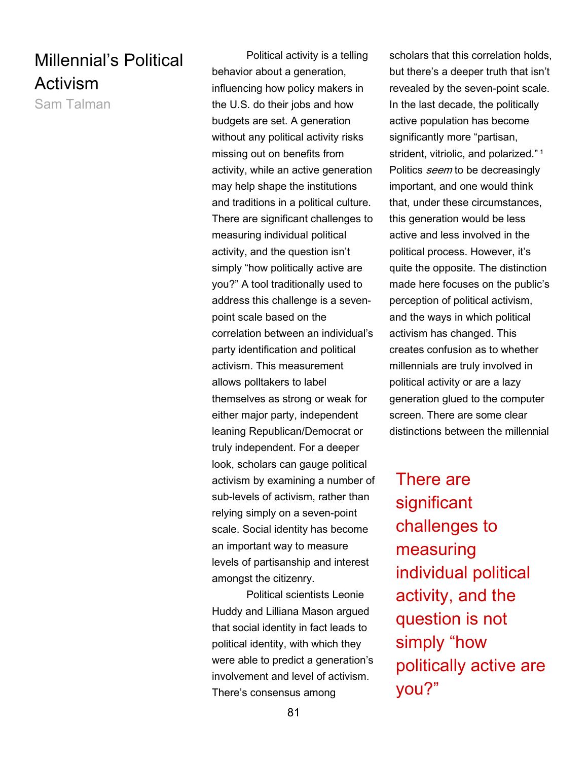# Millennial's Political Activism

Sam Talman

Political activity is a telling behavior about a generation, influencing how policy makers in the U.S. do their jobs and how budgets are set. A generation without any political activity risks missing out on benefits from activity, while an active generation may help shape the institutions and traditions in a political culture. There are significant challenges to measuring individual political activity, and the question isn't simply "how politically active are you?" A tool traditionally used to address this challenge is a seven-point scale based on the correlation between an individual's party identification and political activism. This measurement allows polltakers to label themselves as strong or weak for either major party, independent leaning Republican/Democrat or truly independent. For a deeper look, scholars can gauge political activism by examining a number of sub-levels of activism, rather than relying simply on a seven-point scale. Social identity has become an important way to measure levels of partisanship and interest amongst the citizenry.

Political scientists Leonie Huddy and Lilliana Mason argued that social identity in fact leads to political identity, with which they were able to predict a generation's involvement and level of activism. There's consensus among scholars that this correlation holds, but there's a deeper truth that isn't revealed by the seven-point scale. In the last decade, the politically active population has become significantly more "partisan, strident, vitriolic, and polarized."[1] Politics *seem* to be decreasingly important, and one would think that, under these circumstances, this generation would be less active and less involved in the political process. However, it's quite the opposite. The distinction made here focuses on the public's perception of political activism, and the ways in which political activism has changed. This creates confusion as to whether millennials are truly involved in political activity or are a lazy generation glued to the computer screen. There are some clear distinctions between the millennial

> There are significant challenges to measuring individual political activity, and the question is not simply "how politically active are you?"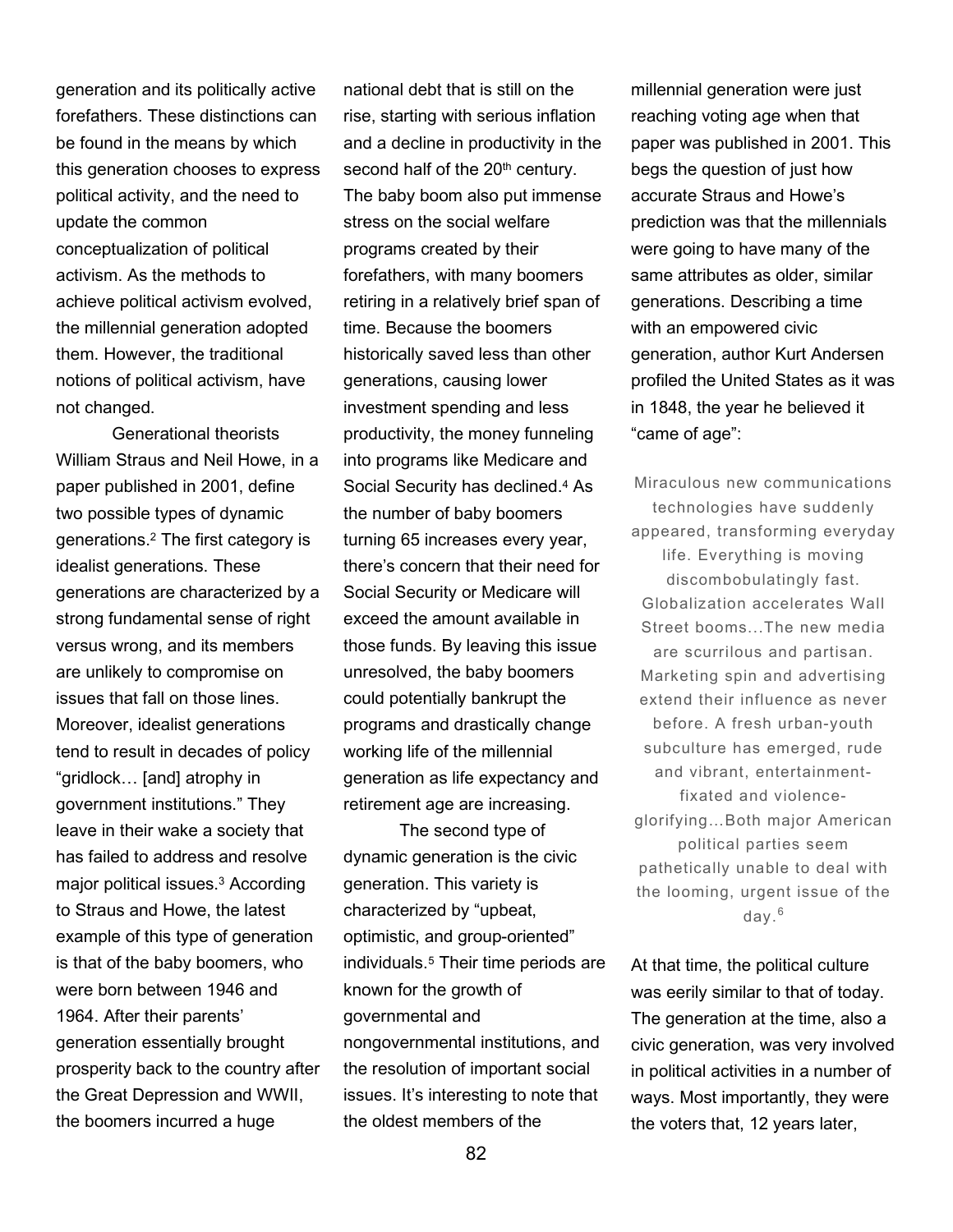generation and its politically active forefathers. These distinctions can be found in the means by which this generation chooses to express political activity, and the need to update the common conceptualization of political activism. As the methods to achieve political activism evolved, the millennial generation adopted them. However, the traditional notions of political activism, have not changed.

Generational theorists William Straus and Neil Howe, in a paper published in 2001, define two possible types of dynamic generations.[2] The first category is idealist generations. These generations are characterized by a strong fundamental sense of right versus wrong, and its members are unlikely to compromise on issues that fall on those lines. Moreover, idealist generations tend to result in decades of policy "gridlock… [and] atrophy in government institutions." They leave in their wake a society that has failed to address and resolve major political issues.[3] According to Straus and Howe, the latest example of this type of generation is that of the baby boomers, who were born between 1946 and 1964. After their parents' generation essentially brought prosperity back to the country after the Great Depression and WWII, the boomers incurred a huge national debt that is still on the rise, starting with serious inflation and a decline in productivity in the second half of the 20th century. The baby boom also put immense stress on the social welfare programs created by their forefathers, with many boomers retiring in a relatively brief span of time. Because the boomers historically saved less than other generations, causing lower investment spending and less productivity, the money funneling into programs like Medicare and Social Security has declined.[4] As the number of baby boomers turning 65 increases every year, there's concern that their need for Social Security or Medicare will exceed the amount available in those funds. By leaving this issue unresolved, the baby boomers could potentially bankrupt the programs and drastically change working life of the millennial generation as life expectancy and retirement age are increasing.

The second type of dynamic generation is the civic generation. This variety is characterized by "upbeat, optimistic, and group-oriented" individuals.[5] Their time periods are known for the growth of governmental and nongovernmental institutions, and the resolution of important social issues. It's interesting to note that the oldest members of the millennial generation were just reaching voting age when that paper was published in 2001. This begs the question of just how accurate Straus and Howe's prediction was that the millennials were going to have many of the same attributes as older, similar generations. Describing a time with an empowered civic generation, author Kurt Andersen profiled the United States as it was in 1848, the year he believed it "came of age":

> Miraculous new communications technologies have suddenly appeared, transforming everyday life. Everything is moving discombobulatingly fast. Globalization accelerates Wall Street booms...The new media are scurrilous and partisan. Marketing spin and advertising extend their influence as never before. A fresh urban-youth subculture has emerged, rude and vibrant, entertainment-fixated and violence-glorifying...Both major American political parties seem pathetically unable to deal with the looming, urgent issue of the day.[6]

At that time, the political culture was eerily similar to that of today. The generation at the time, also a civic generation, was very involved in political activities in a number of ways. Most importantly, they were the voters that, 12 years later,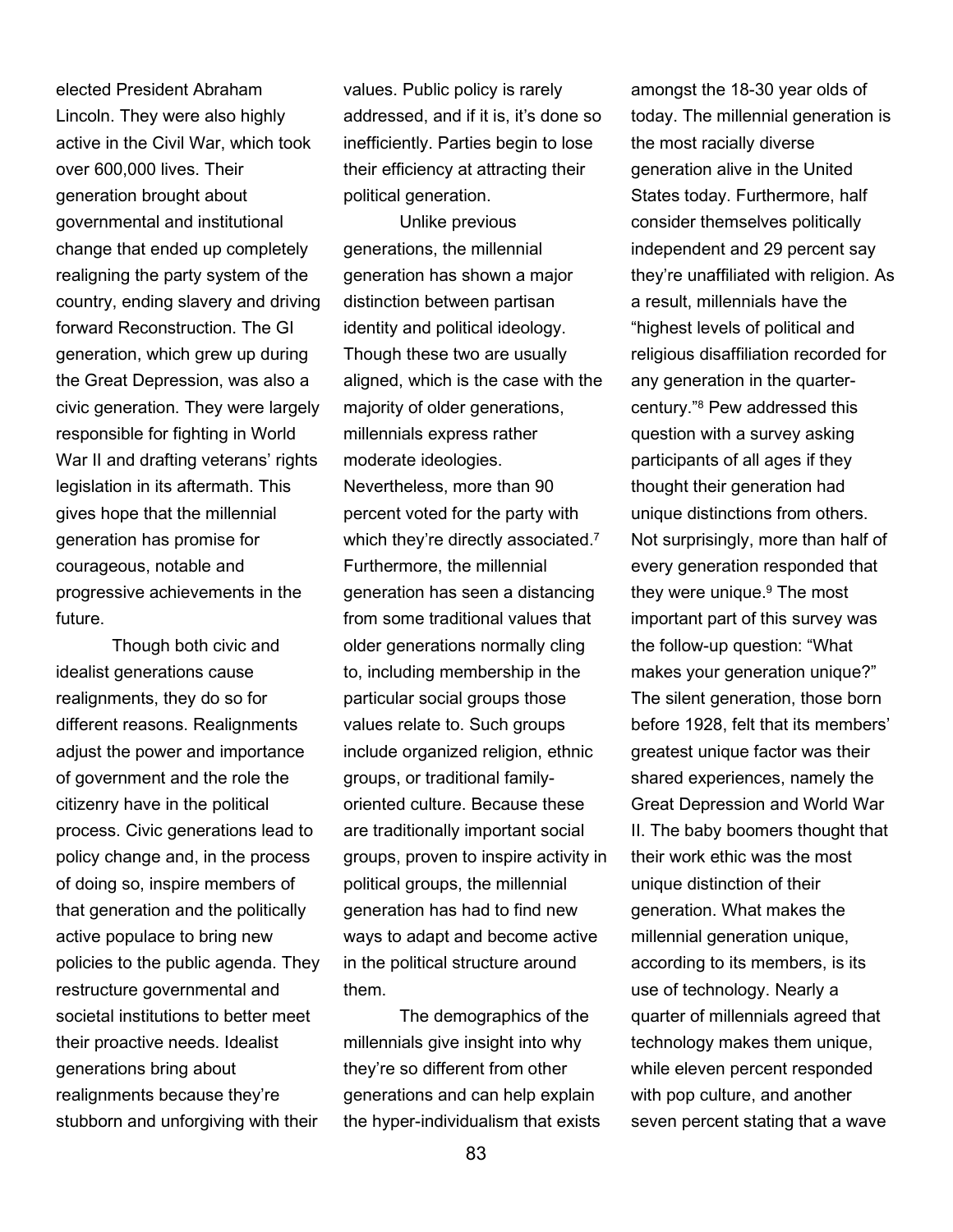elected President Abraham Lincoln. They were also highly active in the Civil War, which took over 600,000 lives. Their generation brought about governmental and institutional change that ended up completely realigning the party system of the country, ending slavery and driving forward Reconstruction. The GI generation, which grew up during the Great Depression, was also a civic generation. They were largely responsible for fighting in World War II and drafting veterans' rights legislation in its aftermath. This gives hope that the millennial generation has promise for courageous, notable and progressive achievements in the future.

Though both civic and idealist generations cause realignments, they do so for different reasons. Realignments adjust the power and importance of government and the role the citizenry have in the political process. Civic generations lead to policy change and, in the process of doing so, inspire members of that generation and the politically active populace to bring new policies to the public agenda. They restructure governmental and societal institutions to better meet their proactive needs. Idealist generations bring about realignments because they're stubborn and unforgiving with their values. Public policy is rarely addressed, and if it is, it's done so inefficiently. Parties begin to lose their efficiency at attracting their political generation.

Unlike previous generations, the millennial generation has shown a major distinction between partisan identity and political ideology. Though these two are usually aligned, which is the case with the majority of older generations, millennials express rather moderate ideologies. Nevertheless, more than 90 percent voted for the party with which they're directly associated.[7] Furthermore, the millennial generation has seen a distancing from some traditional values that older generations normally cling to, including membership in the particular social groups those values relate to. Such groups include organized religion, ethnic groups, or traditional family-oriented culture. Because these are traditionally important social groups, proven to inspire activity in political groups, the millennial generation has had to find new ways to adapt and become active in the political structure around them.

The demographics of the millennials give insight into why they're so different from other generations and can help explain the hyper-individualism that exists amongst the 18-30 year olds of today. The millennial generation is the most racially diverse generation alive in the United States today. Furthermore, half consider themselves politically independent and 29 percent say they're unaffiliated with religion. As a result, millennials have the "highest levels of political and religious disaffiliation recorded for any generation in the quarter-century."[8] Pew addressed this question with a survey asking participants of all ages if they thought their generation had unique distinctions from others. Not surprisingly, more than half of every generation responded that they were unique.[9] The most important part of this survey was the follow-up question: "What makes your generation unique?" The silent generation, those born before 1928, felt that its members' greatest unique factor was their shared experiences, namely the Great Depression and World War II. The baby boomers thought that their work ethic was the most unique distinction of their generation. What makes the millennial generation unique, according to its members, is its use of technology. Nearly a quarter of millennials agreed that technology makes them unique, while eleven percent responded with pop culture, and another seven percent stating that a wave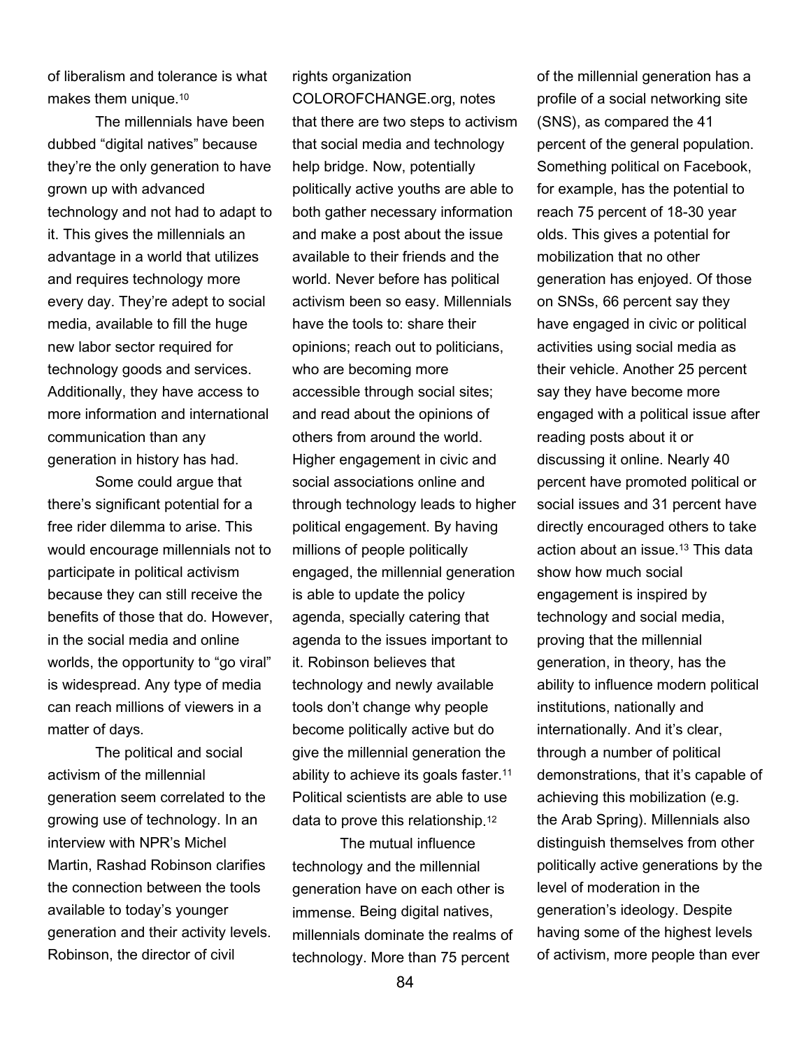of liberalism and tolerance is what makes them unique.[10]

The millennials have been dubbed “digital natives” because they’re the only generation to have grown up with advanced technology and not had to adapt to it. This gives the millennials an advantage in a world that utilizes and requires technology more every day. They’re adept to social media, available to fill the huge new labor sector required for technology goods and services. Additionally, they have access to more information and international communication than any generation in history has had.

Some could argue that there’s significant potential for a free rider dilemma to arise. This would encourage millennials not to participate in political activism because they can still receive the benefits of those that do. However, in the social media and online worlds, the opportunity to “go viral” is widespread. Any type of media can reach millions of viewers in a matter of days.

The political and social activism of the millennial generation seem correlated to the growing use of technology. In an interview with NPR’s Michel Martin, Rashad Robinson clarifies the connection between the tools available to today’s younger generation and their activity levels. Robinson, the director of civil rights organization COLOROFCHANGE.org, notes that there are two steps to activism that social media and technology help bridge. Now, potentially politically active youths are able to both gather necessary information and make a post about the issue available to their friends and the world. Never before has political activism been so easy. Millennials have the tools to: share their opinions; reach out to politicians, who are becoming more accessible through social sites; and read about the opinions of others from around the world. Higher engagement in civic and social associations online and through technology leads to higher political engagement. By having millions of people politically engaged, the millennial generation is able to update the policy agenda, specially catering that agenda to the issues important to it. Robinson believes that technology and newly available tools don’t change why people become politically active but do give the millennial generation the ability to achieve its goals faster.[11] Political scientists are able to use data to prove this relationship.[12]

The mutual influence technology and the millennial generation have on each other is immense. Being digital natives, millennials dominate the realms of technology. More than 75 percent of the millennial generation has a profile of a social networking site (SNS), as compared the 41 percent of the general population. Something political on Facebook, for example, has the potential to reach 75 percent of 18-30 year olds. This gives a potential for mobilization that no other generation has enjoyed. Of those on SNSs, 66 percent say they have engaged in civic or political activities using social media as their vehicle. Another 25 percent say they have become more engaged with a political issue after reading posts about it or discussing it online. Nearly 40 percent have promoted political or social issues and 31 percent have directly encouraged others to take action about an issue.[13] This data show how much social engagement is inspired by technology and social media, proving that the millennial generation, in theory, has the ability to influence modern political institutions, nationally and internationally. And it’s clear, through a number of political demonstrations, that it’s capable of achieving this mobilization (e.g. the Arab Spring). Millennials also distinguish themselves from other politically active generations by the level of moderation in the generation’s ideology. Despite having some of the highest levels of activism, more people than ever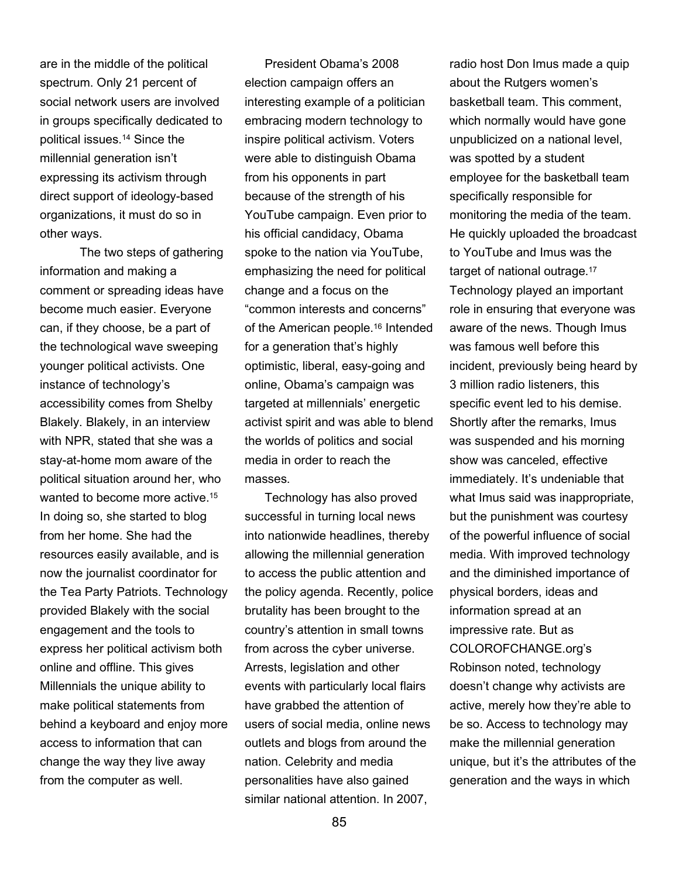are in the middle of the political spectrum. Only 21 percent of social network users are involved in groups specifically dedicated to political issues.[14] Since the millennial generation isn't expressing its activism through direct support of ideology-based organizations, it must do so in other ways.

The two steps of gathering information and making a comment or spreading ideas have become much easier. Everyone can, if they choose, be a part of the technological wave sweeping younger political activists. One instance of technology's accessibility comes from Shelby Blakely. Blakely, in an interview with NPR, stated that she was a stay-at-home mom aware of the political situation around her, who wanted to become more active.[15] In doing so, she started to blog from her home. She had the resources easily available, and is now the journalist coordinator for the Tea Party Patriots. Technology provided Blakely with the social engagement and the tools to express her political activism both online and offline. This gives Millennials the unique ability to make political statements from behind a keyboard and enjoy more access to information that can change the way they live away from the computer as well.

President Obama's 2008 election campaign offers an interesting example of a politician embracing modern technology to inspire political activism. Voters were able to distinguish Obama from his opponents in part because of the strength of his YouTube campaign. Even prior to his official candidacy, Obama spoke to the nation via YouTube, emphasizing the need for political change and a focus on the "common interests and concerns" of the American people.[16] Intended for a generation that's highly optimistic, liberal, easy-going and online, Obama's campaign was targeted at millennials' energetic activist spirit and was able to blend the worlds of politics and social media in order to reach the masses.

Technology has also proved successful in turning local news into nationwide headlines, thereby allowing the millennial generation to access the public attention and the policy agenda. Recently, police brutality has been brought to the country's attention in small towns from across the cyber universe. Arrests, legislation and other events with particularly local flairs have grabbed the attention of users of social media, online news outlets and blogs from around the nation. Celebrity and media personalities have also gained similar national attention. In 2007, radio host Don Imus made a quip about the Rutgers women's basketball team. This comment, which normally would have gone unpublicized on a national level, was spotted by a student employee for the basketball team specifically responsible for monitoring the media of the team. He quickly uploaded the broadcast to YouTube and Imus was the target of national outrage.[17] Technology played an important role in ensuring that everyone was aware of the news. Though Imus was famous well before this incident, previously being heard by 3 million radio listeners, this specific event led to his demise. Shortly after the remarks, Imus was suspended and his morning show was canceled, effective immediately. It's undeniable that what Imus said was inappropriate, but the punishment was courtesy of the powerful influence of social media. With improved technology and the diminished importance of physical borders, ideas and information spread at an impressive rate. But as COLOROFCHANGE.org's Robinson noted, technology doesn't change why activists are active, merely how they're able to be so. Access to technology may make the millennial generation unique, but it's the attributes of the generation and the ways in which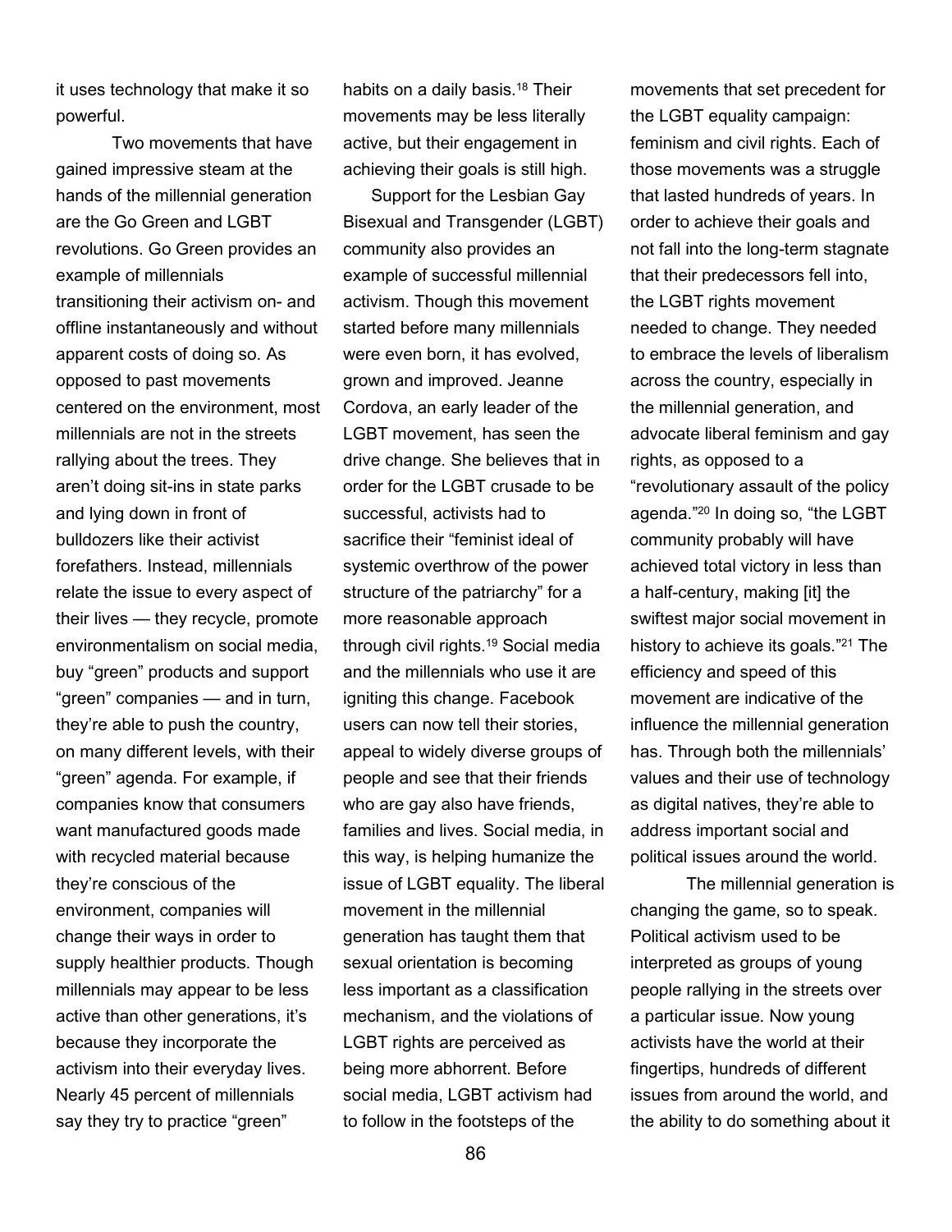it uses technology that make it so powerful.

Two movements that have gained impressive steam at the hands of the millennial generation are the Go Green and LGBT revolutions. Go Green provides an example of millennials transitioning their activism on- and offline instantaneously and without apparent costs of doing so. As opposed to past movements centered on the environment, most millennials are not in the streets rallying about the trees. They aren't doing sit-ins in state parks and lying down in front of bulldozers like their activist forefathers. Instead, millennials relate the issue to every aspect of their lives — they recycle, promote environmentalism on social media, buy "green" products and support "green" companies — and in turn, they're able to push the country, on many different levels, with their "green" agenda. For example, if companies know that consumers want manufactured goods made with recycled material because they're conscious of the environment, companies will change their ways in order to supply healthier products. Though millennials may appear to be less active than other generations, it's because they incorporate the activism into their everyday lives. Nearly 45 percent of millennials say they try to practice "green" habits on a daily basis.[18] Their movements may be less literally active, but their engagement in achieving their goals is still high.

Support for the Lesbian Gay Bisexual and Transgender (LGBT) community also provides an example of successful millennial activism. Though this movement started before many millennials were even born, it has evolved, grown and improved. Jeanne Cordova, an early leader of the LGBT movement, has seen the drive change. She believes that in order for the LGBT crusade to be successful, activists had to sacrifice their "feminist ideal of systemic overthrow of the power structure of the patriarchy" for a more reasonable approach through civil rights.[19] Social media and the millennials who use it are igniting this change. Facebook users can now tell their stories, appeal to widely diverse groups of people and see that their friends who are gay also have friends, families and lives. Social media, in this way, is helping humanize the issue of LGBT equality. The liberal movement in the millennial generation has taught them that sexual orientation is becoming less important as a classification mechanism, and the violations of LGBT rights are perceived as being more abhorrent. Before social media, LGBT activism had to follow in the footsteps of the movements that set precedent for the LGBT equality campaign: feminism and civil rights. Each of those movements was a struggle that lasted hundreds of years. In order to achieve their goals and not fall into the long-term stagnate that their predecessors fell into, the LGBT rights movement needed to change. They needed to embrace the levels of liberalism across the country, especially in the millennial generation, and advocate liberal feminism and gay rights, as opposed to a "revolutionary assault of the policy agenda."[20] In doing so, "the LGBT community probably will have achieved total victory in less than a half-century, making [it] the swiftest major social movement in history to achieve its goals."[21] The efficiency and speed of this movement are indicative of the influence the millennial generation has. Through both the millennials' values and their use of technology as digital natives, they're able to address important social and political issues around the world.

The millennial generation is changing the game, so to speak. Political activism used to be interpreted as groups of young people rallying in the streets over a particular issue. Now young activists have the world at their fingertips, hundreds of different issues from around the world, and the ability to do something about it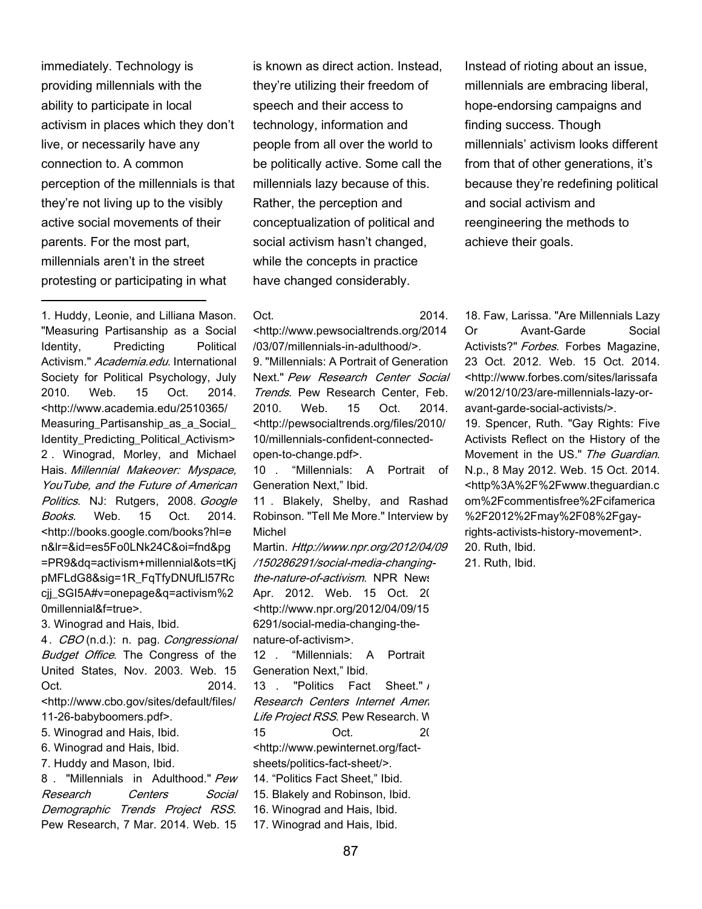immediately. Technology is providing millennials with the ability to participate in local activism in places which they don't live, or necessarily have any connection to. A common perception of the millennials is that they're not living up to the visibly active social movements of their parents. For the most part, millennials aren't in the street protesting or participating in what is known as direct action. Instead, they're utilizing their freedom of speech and their access to technology, information and people from all over the world to be politically active. Some call the millennials lazy because of this. Rather, the perception and conceptualization of political and social activism hasn't changed, while the concepts in practice have changed considerably. Instead of rioting about an issue, millennials are embracing liberal, hope-endorsing campaigns and finding success. Though millennials' activism looks different from that of other generations, it's because they're redefining political and social activism and reengineering the methods to achieve their goals.

---

1. Huddy, Leonie, and Lilliana Mason. "Measuring Partisanship as a Social Identity, Predicting Political Activism." *Academia.edu*. International Society for Political Psychology, July 2010. Web. 15 Oct. 2014. <http://www.academia.edu/2510365/Measuring_Partisanship_as_a_Social_Identity_Predicting_Political_Activism>
2. Winograd, Morley, and Michael Hais. *Millennial Makeover: Myspace, YouTube, and the Future of American Politics*. NJ: Rutgers, 2008. *Google Books*. Web. 15 Oct. 2014. <http://books.google.com/books?hl=en&lr=&id=es5Fo0LNk24C&oi=fnd&pg=PR9&dq=activism+millennial&ots=tKjpMFLdG8&sig=1R_FqTfyDNUfLl57Rccjj_SGI5A#v=onepage&q=activism%20millennial&f=true>.
3. Winograd and Hais, Ibid.
4. *CBO* (n.d.): n. pag. *Congressional Budget Office*. The Congress of the United States, Nov. 2003. Web. 15 Oct. 2014. <http://www.cbo.gov/sites/default/files/11-26-babyboomers.pdf>.
5. Winograd and Hais, Ibid.
6. Winograd and Hais, Ibid.
7. Huddy and Mason, Ibid.
8. "Millennials in Adulthood." *Pew Research Centers Social Demographic Trends Project RSS*. Pew Research, 7 Mar. 2014. Web. 15 Oct. 2014. <http://www.pewsocialtrends.org/2014/03/07/millennials-in-adulthood/>.
9. "Millennials: A Portrait of Generation Next." *Pew Research Center Social Trends*. Pew Research Center, Feb. 2010. Web. 15 Oct. 2014. <http://pewsocialtrends.org/files/2010/10/millennials-confident-connected-open-to-change.pdf>.
10. "Millennials: A Portrait of Generation Next," Ibid.
11. Blakely, Shelby, and Rashad Robinson. "Tell Me More." Interview by Michel Martin. *Http://www.npr.org/2012/04/09/150286291/social-media-changing-the-nature-of-activism*. NPR News Apr. 2012. Web. 15 Oct. 20 <http://www.npr.org/2012/04/09/156291/social-media-changing-the-nature-of-activism>.
12. "Millennials: A Portrait Generation Next," Ibid.
13. "Politics Fact Sheet." *Research Centers Internet Amer Life Project RSS*. Pew Research. W 15 Oct. 20 <http://www.pewinternet.org/fact-sheets/politics-fact-sheet/>.
14. "Politics Fact Sheet," Ibid.
15. Blakely and Robinson, Ibid.
16. Winograd and Hais, Ibid.
17. Winograd and Hais, Ibid.
18. Faw, Larissa. "Are Millennials Lazy Or Avant-Garde Social Activists?" *Forbes*. Forbes Magazine, 23 Oct. 2012. Web. 15 Oct. 2014. <http://www.forbes.com/sites/larissafaw/2012/10/23/are-millennials-lazy-or-avant-garde-social-activists/>.
19. Spencer, Ruth. "Gay Rights: Five Activists Reflect on the History of the Movement in the US." *The Guardian*. N.p., 8 May 2012. Web. 15 Oct. 2014. <http%3A%2F%2Fwww.theguardian.com%2Fcommentisfree%2Fcifamerica%2F2012%2Fmay%2F08%2Fgay-rights-activists-history-movement>.
20. Ruth, Ibid.
21. Ruth, Ibid.